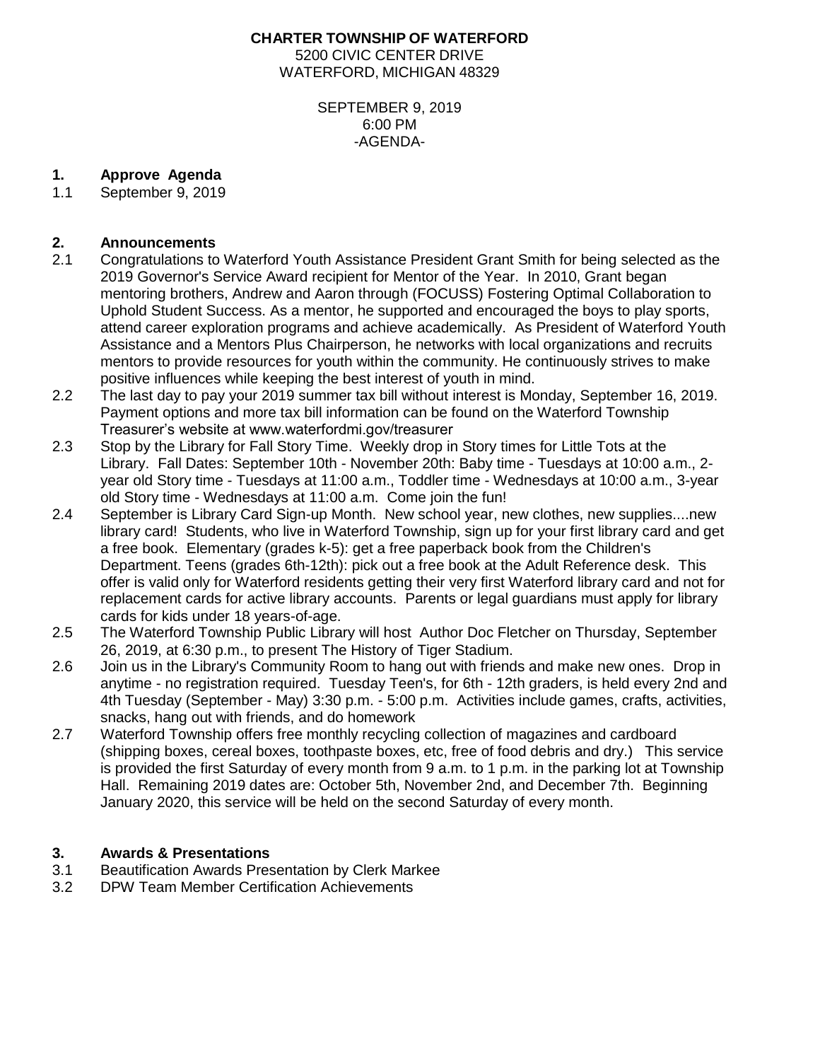**CHARTER TOWNSHIP OF WATERFORD**
5200 CIVIC CENTER DRIVE
WATERFORD, MICHIGAN 48329

SEPTEMBER 9, 2019
6:00 PM
-AGENDA-

## 1. Approve Agenda

1.1 September 9, 2019

## 2. Announcements

2.1 Congratulations to Waterford Youth Assistance President Grant Smith for being selected as the 2019 Governor's Service Award recipient for Mentor of the Year. In 2010, Grant began mentoring brothers, Andrew and Aaron through (FOCUSS) Fostering Optimal Collaboration to Uphold Student Success. As a mentor, he supported and encouraged the boys to play sports, attend career exploration programs and achieve academically. As President of Waterford Youth Assistance and a Mentors Plus Chairperson, he networks with local organizations and recruits mentors to provide resources for youth within the community. He continuously strives to make positive influences while keeping the best interest of youth in mind.

2.2 The last day to pay your 2019 summer tax bill without interest is Monday, September 16, 2019. Payment options and more tax bill information can be found on the Waterford Township Treasurer's website at www.waterfordmi.gov/treasurer

2.3 Stop by the Library for Fall Story Time. Weekly drop in Story times for Little Tots at the Library. Fall Dates: September 10th - November 20th: Baby time - Tuesdays at 10:00 a.m., 2-year old Story time - Tuesdays at 11:00 a.m., Toddler time - Wednesdays at 10:00 a.m., 3-year old Story time - Wednesdays at 11:00 a.m. Come join the fun!

2.4 September is Library Card Sign-up Month. New school year, new clothes, new supplies....new library card! Students, who live in Waterford Township, sign up for your first library card and get a free book. Elementary (grades k-5): get a free paperback book from the Children's Department. Teens (grades 6th-12th): pick out a free book at the Adult Reference desk. This offer is valid only for Waterford residents getting their very first Waterford library card and not for replacement cards for active library accounts. Parents or legal guardians must apply for library cards for kids under 18 years-of-age.

2.5 The Waterford Township Public Library will host Author Doc Fletcher on Thursday, September 26, 2019, at 6:30 p.m., to present The History of Tiger Stadium.

2.6 Join us in the Library's Community Room to hang out with friends and make new ones. Drop in anytime - no registration required. Tuesday Teen's, for 6th - 12th graders, is held every 2nd and 4th Tuesday (September - May) 3:30 p.m. - 5:00 p.m. Activities include games, crafts, activities, snacks, hang out with friends, and do homework

2.7 Waterford Township offers free monthly recycling collection of magazines and cardboard (shipping boxes, cereal boxes, toothpaste boxes, etc, free of food debris and dry.) This service is provided the first Saturday of every month from 9 a.m. to 1 p.m. in the parking lot at Township Hall. Remaining 2019 dates are: October 5th, November 2nd, and December 7th. Beginning January 2020, this service will be held on the second Saturday of every month.

## 3. Awards & Presentations

3.1 Beautification Awards Presentation by Clerk Markee

3.2 DPW Team Member Certification Achievements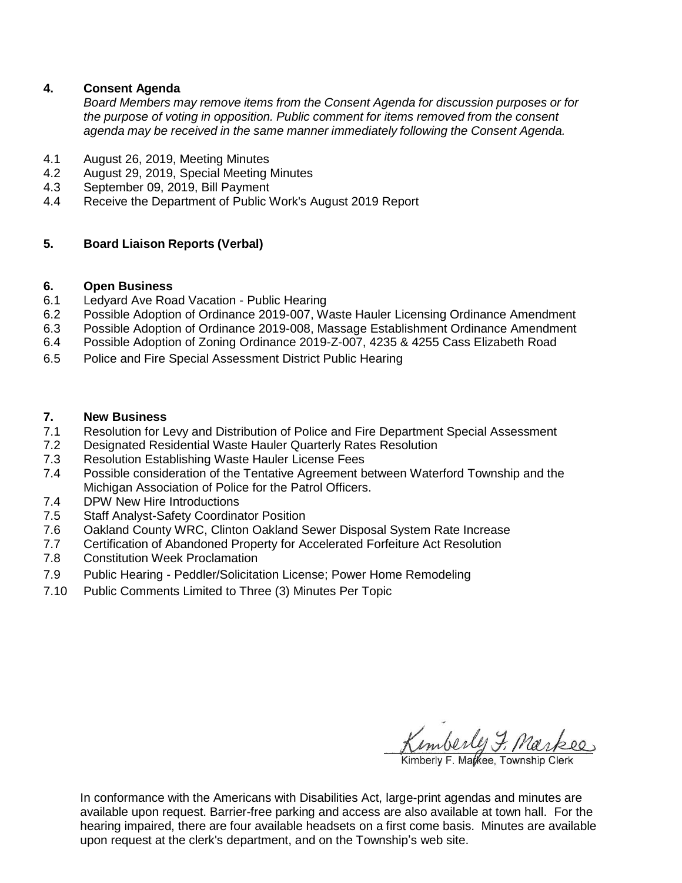**4. Consent Agenda**

*Board Members may remove items from the Consent Agenda for discussion purposes or for the purpose of voting in opposition. Public comment for items removed from the consent agenda may be received in the same manner immediately following the Consent Agenda.*

4.1 August 26, 2019, Meeting Minutes
4.2 August 29, 2019, Special Meeting Minutes
4.3 September 09, 2019, Bill Payment
4.4 Receive the Department of Public Work's August 2019 Report

**5. Board Liaison Reports (Verbal)**

**6. Open Business**

6.1 Ledyard Ave Road Vacation - Public Hearing
6.2 Possible Adoption of Ordinance 2019-007, Waste Hauler Licensing Ordinance Amendment
6.3 Possible Adoption of Ordinance 2019-008, Massage Establishment Ordinance Amendment
6.4 Possible Adoption of Zoning Ordinance 2019-Z-007, 4235 & 4255 Cass Elizabeth Road
6.5 Police and Fire Special Assessment District Public Hearing

**7. New Business**

7.1 Resolution for Levy and Distribution of Police and Fire Department Special Assessment
7.2 Designated Residential Waste Hauler Quarterly Rates Resolution
7.3 Resolution Establishing Waste Hauler License Fees
7.4 Possible consideration of the Tentative Agreement between Waterford Township and the Michigan Association of Police for the Patrol Officers.
7.4 DPW New Hire Introductions
7.5 Staff Analyst-Safety Coordinator Position
7.6 Oakland County WRC, Clinton Oakland Sewer Disposal System Rate Increase
7.7 Certification of Abandoned Property for Accelerated Forfeiture Act Resolution
7.8 Constitution Week Proclamation
7.9 Public Hearing - Peddler/Solicitation License; Power Home Remodeling
7.10 Public Comments Limited to Three (3) Minutes Per Topic

Kimberly F. Markee

Kimberly F. Markee, Township Clerk

In conformance with the Americans with Disabilities Act, large-print agendas and minutes are available upon request. Barrier-free parking and access are also available at town hall. For the hearing impaired, there are four available headsets on a first come basis. Minutes are available upon request at the clerk's department, and on the Township's web site.